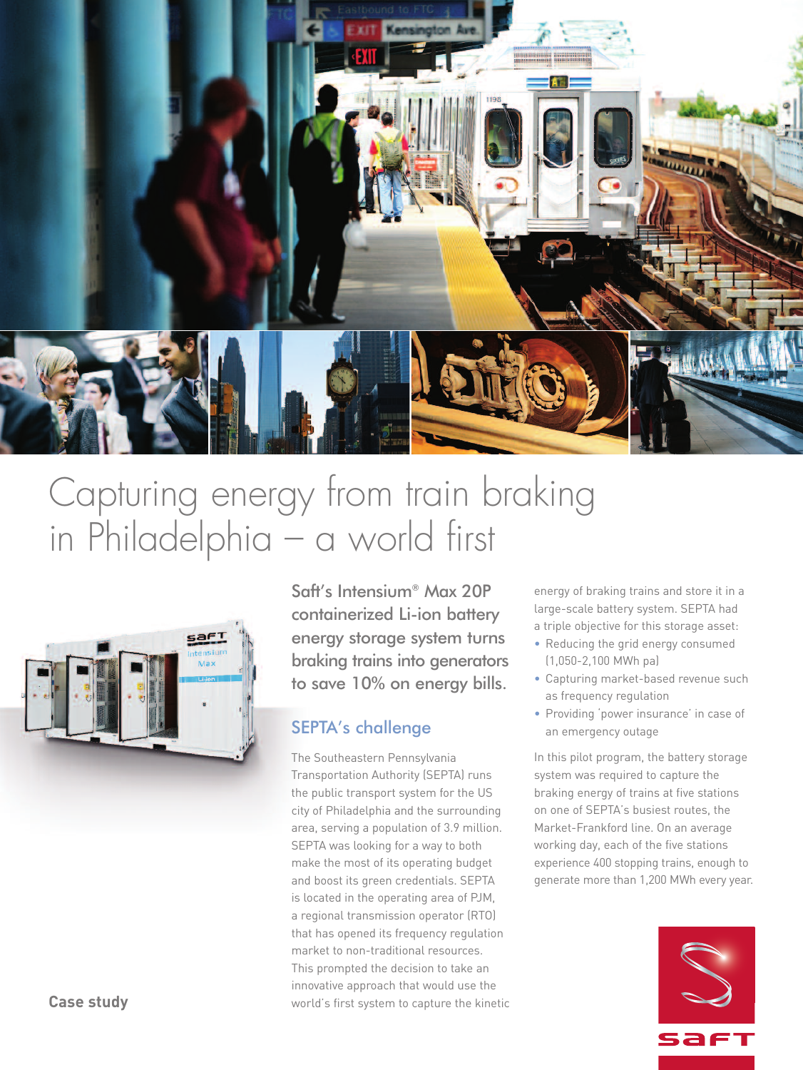# Capturing energy from train braking in Philadelphia – a world first

Case study

## Saft's Intensium® Max 20P containerized Li-ion battery energy storage system turns braking trains into generators to save 10% on energy bills.

## SEPTA's challenge

The Southeastern Pennsylvania Transportation Authority (SEPTA) runs the public transport system for the US city of Philadelphia and the surrounding area, serving a population of 3.9 million. SEPTA was looking for a way to both make the most of its operating budget and boost its green credentials. SEPTA is located in the operating area of PJM, a regional transmission operator (RTO) that has opened its frequency regulation market to non-traditional resources. This prompted the decision to take an innovative approach that would use the world's first system to capture the kinetic energy of braking trains and store it in a large-scale battery system. SEPTA had a triple objective for this storage asset:

- Reducing the grid energy consumed (1,050-2,100 MWh pa)
- Capturing market-based revenue such as frequency regulation
- Providing 'power insurance' in case of an emergency outage

In this pilot program, the battery storage system was required to capture the braking energy of trains at five stations on one of SEPTA's busiest routes, the Market-Frankford line. On an average working day, each of the five stations experience 400 stopping trains, enough to generate more than 1,200 MWh every year.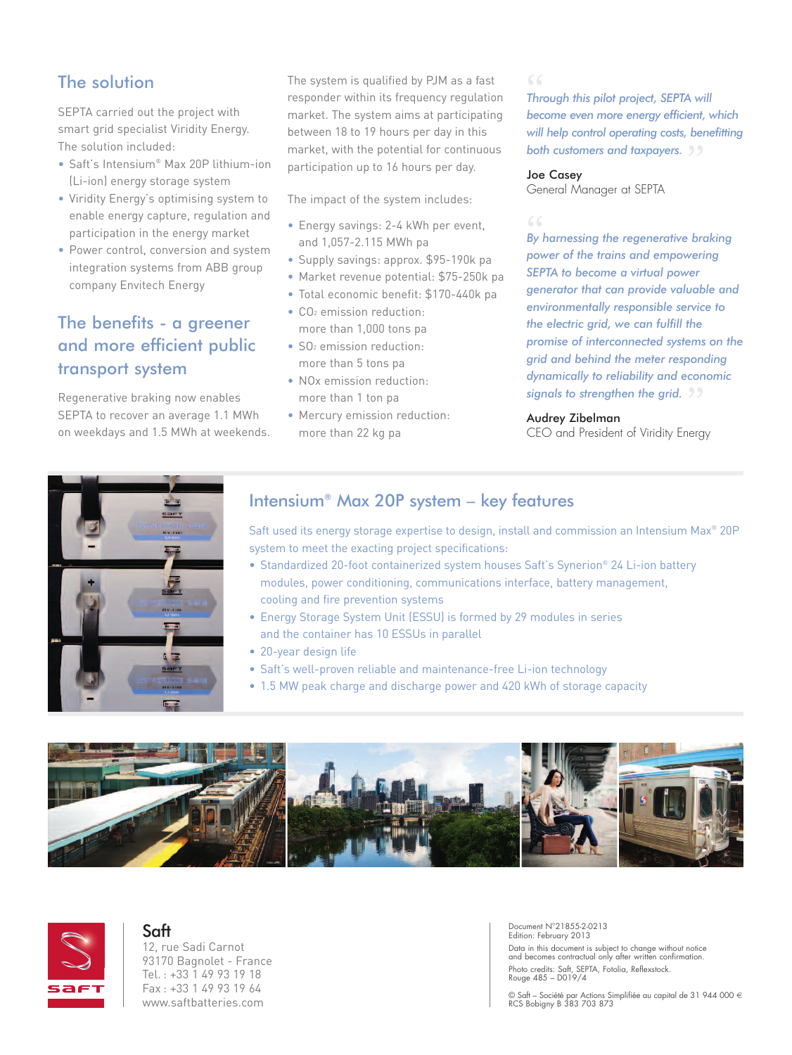## The solution

SEPTA carried out the project with smart grid specialist Viridity Energy. The solution included:

- Saft's Intensium® Max 20P lithium-ion (Li-ion) energy storage system
- Viridity Energy's optimising system to enable energy capture, regulation and participation in the energy market
- Power control, conversion and system integration systems from ABB group company Envitech Energy

## The benefits - a greener and more efficient public transport system

Regenerative braking now enables SEPTA to recover an average 1.1 MWh on weekdays and 1.5 MWh at weekends.

The system is qualified by PJM as a fast responder within its frequency regulation market. The system aims at participating between 18 to 19 hours per day in this market, with the potential for continuous participation up to 16 hours per day.

The impact of the system includes:

- Energy savings: 2-4 kWh per event, and 1,057-2.115 MWh pa
- Supply savings: approx. $95-190k pa
- Market revenue potential: $75-250k pa
- Total economic benefit: $170-440k pa
- $CO_2$ emission reduction: more than 1,000 tons pa
- $SO_2$ emission reduction: more than 5 tons pa
- NOx emission reduction: more than 1 ton pa
- Mercury emission reduction: more than 22 kg pa

*"Through this pilot project, SEPTA will become even more energy efficient, which will help control operating costs, benefitting both customers and taxpayers."*

Joe Casey
General Manager at SEPTA

*"By harnessing the regenerative braking power of the trains and empowering SEPTA to become a virtual power generator that can provide valuable and environmentally responsible service to the electric grid, we can fulfill the promise of interconnected systems on the grid and behind the meter responding dynamically to reliability and economic signals to strengthen the grid."*

Audrey Zibelman
CEO and President of Viridity Energy

## Intensium® Max 20P system – key features

Saft used its energy storage expertise to design, install and commission an Intensium Max® 20P system to meet the exacting project specifications:

- Standardized 20-foot containerized system houses Saft's Synerion® 24 Li-ion battery modules, power conditioning, communications interface, battery management, cooling and fire prevention systems
- Energy Storage System Unit (ESSU) is formed by 29 modules in series and the container has 10 ESSUs in parallel
- 20-year design life
- Saft's well-proven reliable and maintenance-free Li-ion technology
- 1.5 MW peak charge and discharge power and 420 kWh of storage capacity

**Saft**
12, rue Sadi Carnot
93170 Bagnolet - France
Tel. : +33 1 49 93 19 18
Fax : +33 1 49 93 19 64
www.saftbatteries.com

Document N°21855-2-0213
Edition: February 2013

Data in this document is subject to change without notice and becomes contractual only after written confirmation.

Photo credits: Saft, SEPTA, Fotolia, Reflexstock.
Rouge 485 – D019/4

© Saft – Société par Actions Simplifiée au capital de 31 944 000 €
RCS Bobigny B 383 703 873